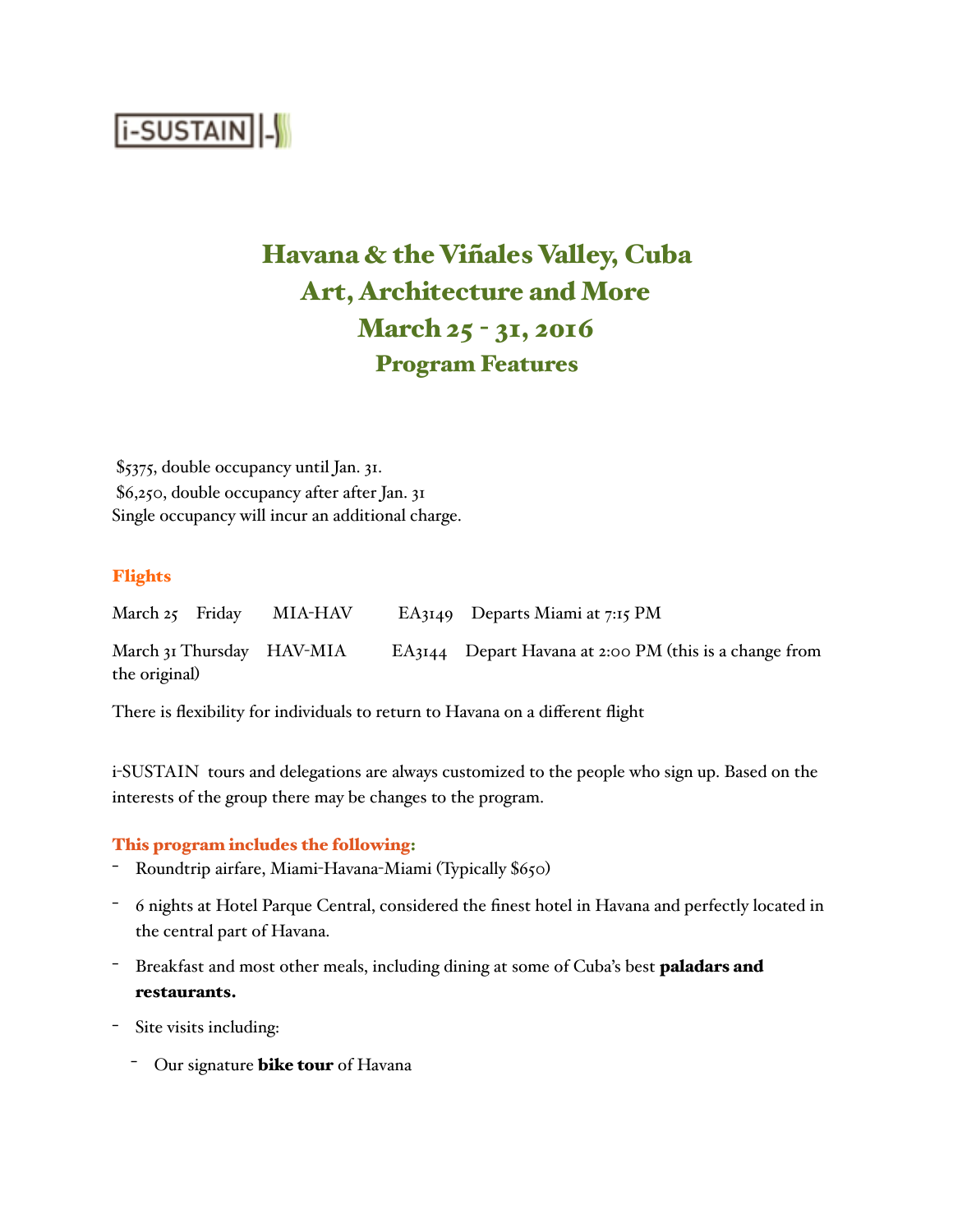i-SUSTAIN

# Havana & the Viñales Valley, Cuba
# Art, Architecture and More
# March 25 - 31, 2016
## Program Features

$5375, double occupancy until Jan. 31.
$6,250, double occupancy after after Jan. 31
Single occupancy will incur an additional charge.

### Flights

March 25 Friday MIA-HAV EA3149 Departs Miami at 7:15 PM

March 31 Thursday HAV-MIA EA3144 Depart Havana at 2:00 PM (this is a change from the original)

There is flexibility for individuals to return to Havana on a different flight

i-SUSTAIN tours and delegations are always customized to the people who sign up. Based on the interests of the group there may be changes to the program.

### This program includes the following:

- Roundtrip airfare, Miami-Havana-Miami (Typically $650)
- 6 nights at Hotel Parque Central, considered the finest hotel in Havana and perfectly located in the central part of Havana.
- Breakfast and most other meals, including dining at some of Cuba's best **paladars and restaurants.**
- Site visits including:
  - Our signature **bike tour** of Havana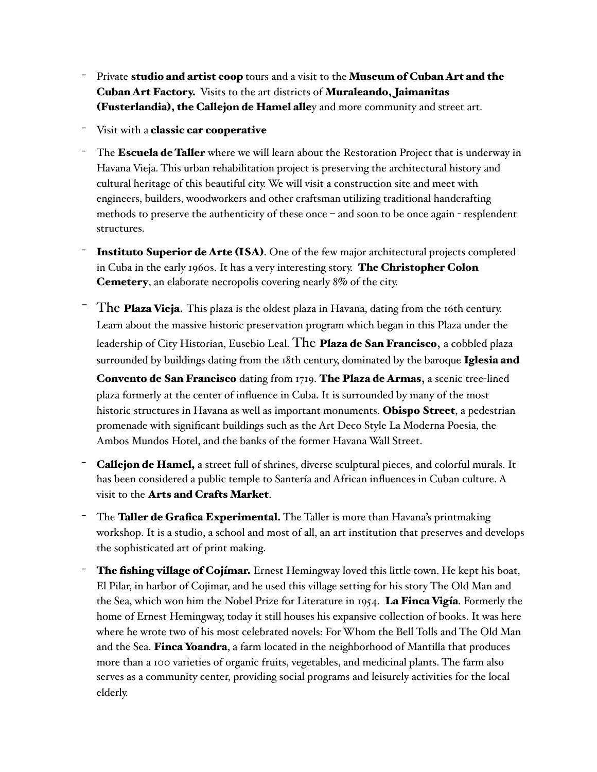- Private **studio and artist coop** tours and a visit to the **Museum of Cuban Art and the Cuban Art Factory.** Visits to the art districts of **Muraleando, Jaimanitas (Fusterlandia), the Callejon de Hamel alle**y and more community and street art.

- Visit with a **classic car cooperative**

- The **Escuela de Taller** where we will learn about the Restoration Project that is underway in Havana Vieja. This urban rehabilitation project is preserving the architectural history and cultural heritage of this beautiful city. We will visit a construction site and meet with engineers, builders, woodworkers and other craftsman utilizing traditional handcrafting methods to preserve the authenticity of these once – and soon to be once again - resplendent structures.

- **Instituto Superior de Arte (ISA)**. One of the few major architectural projects completed in Cuba in the early 1960s. It has a very interesting story. **The Christopher Colon Cemetery**, an elaborate necropolis covering nearly 8% of the city.

- The **Plaza Vieja.** This plaza is the oldest plaza in Havana, dating from the 16th century. Learn about the massive historic preservation program which began in this Plaza under the leadership of City Historian, Eusebio Leal. The **Plaza de San Francisco,** a cobbled plaza surrounded by buildings dating from the 18th century, dominated by the baroque **Iglesia and Convento de San Francisco** dating from 1719. **The Plaza de Armas,** a scenic tree-lined plaza formerly at the center of influence in Cuba. It is surrounded by many of the most historic structures in Havana as well as important monuments. **Obispo Street**, a pedestrian promenade with significant buildings such as the Art Deco Style La Moderna Poesia, the Ambos Mundos Hotel, and the banks of the former Havana Wall Street.

- **Callejon de Hamel,** a street full of shrines, diverse sculptural pieces, and colorful murals. It has been considered a public temple to Santería and African influences in Cuban culture. A visit to the **Arts and Crafts Market**.

- The **Taller de Grafica Experimental.** The Taller is more than Havana's printmaking workshop. It is a studio, a school and most of all, an art institution that preserves and develops the sophisticated art of print making.

- **The fishing village of Cojímar.** Ernest Hemingway loved this little town. He kept his boat, El Pilar, in harbor of Cojimar, and he used this village setting for his story The Old Man and the Sea, which won him the Nobel Prize for Literature in 1954. **La Finca Vigía**. Formerly the home of Ernest Hemingway, today it still houses his expansive collection of books. It was here where he wrote two of his most celebrated novels: For Whom the Bell Tolls and The Old Man and the Sea. **Finca Yoandra**, a farm located in the neighborhood of Mantilla that produces more than a 100 varieties of organic fruits, vegetables, and medicinal plants. The farm also serves as a community center, providing social programs and leisurely activities for the local elderly.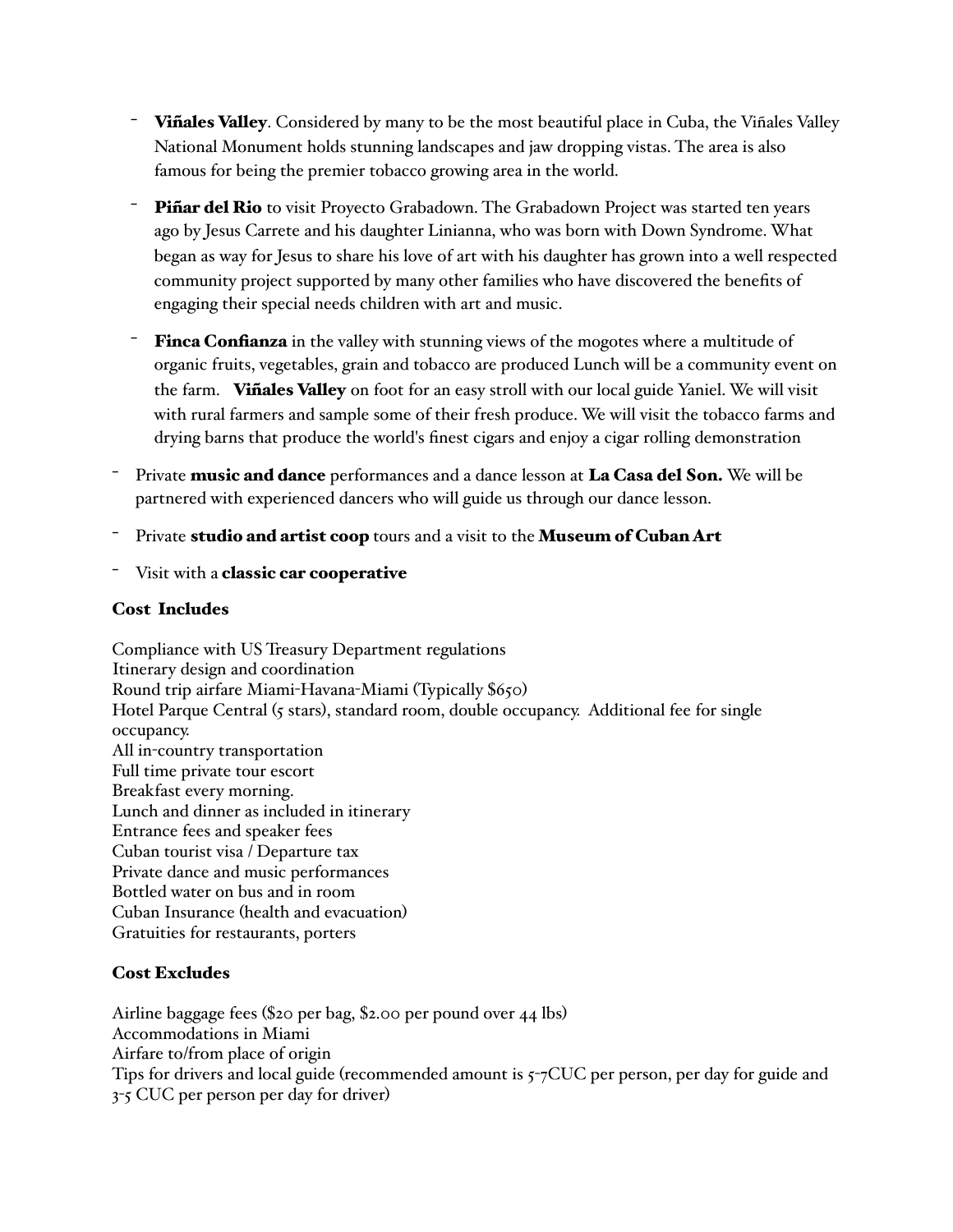- **Viñales Valley**. Considered by many to be the most beautiful place in Cuba, the Viñales Valley National Monument holds stunning landscapes and jaw dropping vistas. The area is also famous for being the premier tobacco growing area in the world.
- **Piñar del Rio** to visit Proyecto Grabadown. The Grabadown Project was started ten years ago by Jesus Carrete and his daughter Linianna, who was born with Down Syndrome. What began as way for Jesus to share his love of art with his daughter has grown into a well respected community project supported by many other families who have discovered the benefits of engaging their special needs children with art and music.
- **Finca Confianza** in the valley with stunning views of the mogotes where a multitude of organic fruits, vegetables, grain and tobacco are produced Lunch will be a community event on the farm. **Viñales Valley** on foot for an easy stroll with our local guide Yaniel. We will visit with rural farmers and sample some of their fresh produce. We will visit the tobacco farms and drying barns that produce the world's finest cigars and enjoy a cigar rolling demonstration

- Private **music and dance** performances and a dance lesson at **La Casa del Son.** We will be partnered with experienced dancers who will guide us through our dance lesson.
- Private **studio and artist coop** tours and a visit to the **Museum of Cuban Art**
- Visit with a **classic car cooperative**

### Cost Includes

Compliance with US Treasury Department regulations
Itinerary design and coordination
Round trip airfare Miami-Havana-Miami (Typically $650)
Hotel Parque Central (5 stars), standard room, double occupancy. Additional fee for single occupancy.
All in-country transportation
Full time private tour escort
Breakfast every morning.
Lunch and dinner as included in itinerary
Entrance fees and speaker fees
Cuban tourist visa / Departure tax
Private dance and music performances
Bottled water on bus and in room
Cuban Insurance (health and evacuation)
Gratuities for restaurants, porters

### Cost Excludes

Airline baggage fees ($20 per bag, $2.00 per pound over 44 lbs)
Accommodations in Miami
Airfare to/from place of origin
Tips for drivers and local guide (recommended amount is 5-7CUC per person, per day for guide and 3-5 CUC per person per day for driver)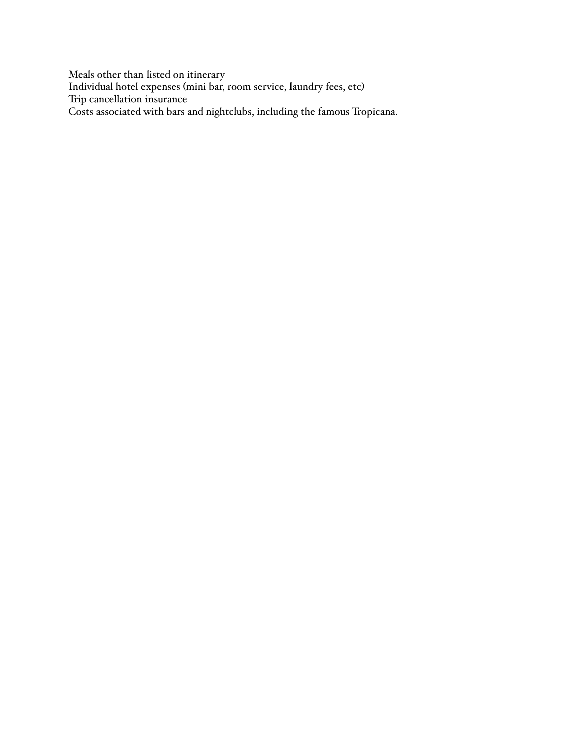Meals other than listed on itinerary
Individual hotel expenses (mini bar, room service, laundry fees, etc)
Trip cancellation insurance
Costs associated with bars and nightclubs, including the famous Tropicana.